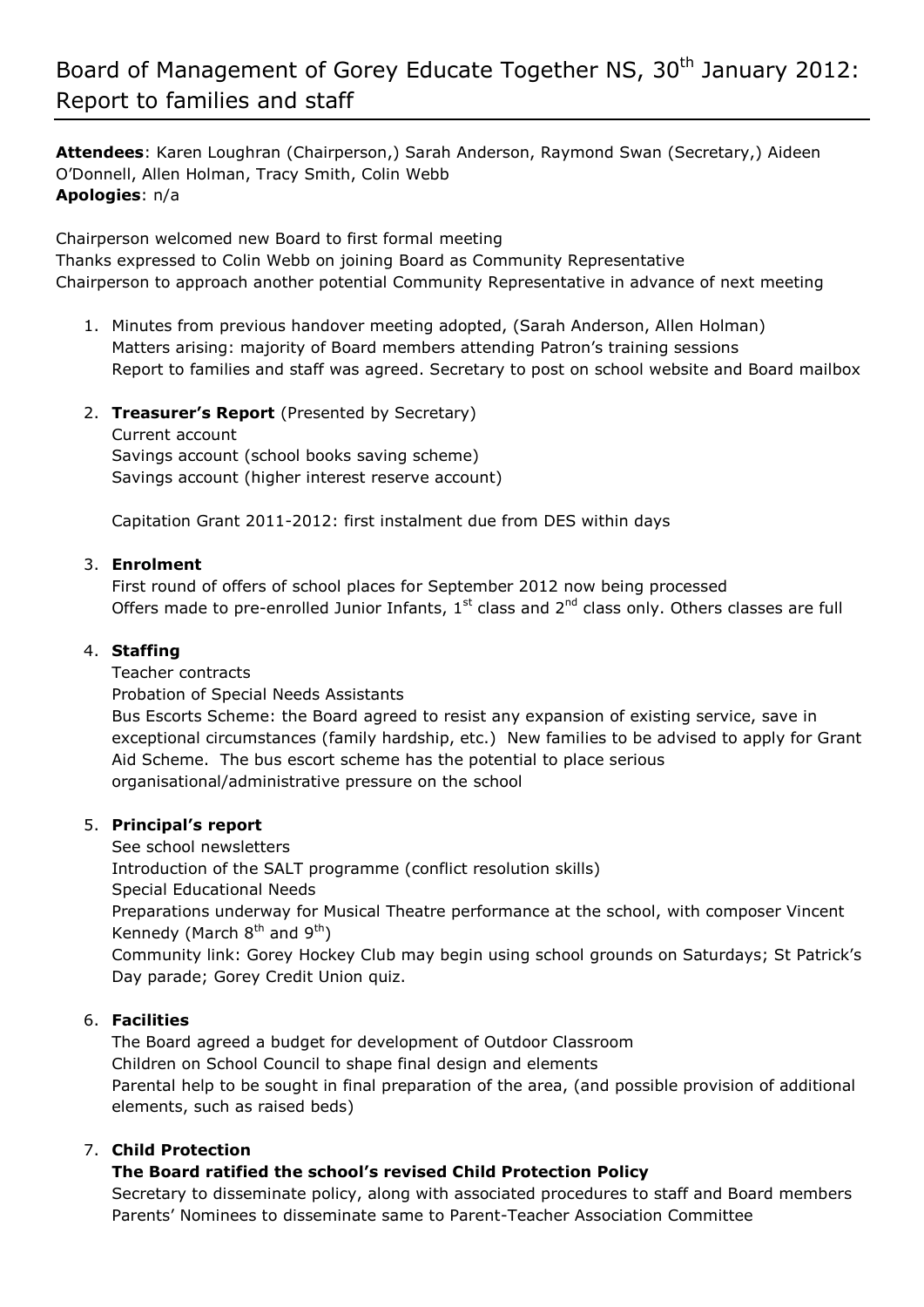# Board of Management of Gorey Educate Together NS, 30th January 2012: Report to families and staff

**Attendees**: Karen Loughran (Chairperson,) Sarah Anderson, Raymond Swan (Secretary,) Aideen O'Donnell, Allen Holman, Tracy Smith, Colin Webb
**Apologies**: n/a

Chairperson welcomed new Board to first formal meeting
Thanks expressed to Colin Webb on joining Board as Community Representative
Chairperson to approach another potential Community Representative in advance of next meeting

1. Minutes from previous handover meeting adopted, (Sarah Anderson, Allen Holman)
   Matters arising: majority of Board members attending Patron's training sessions
   Report to families and staff was agreed. Secretary to post on school website and Board mailbox

2. **Treasurer's Report** (Presented by Secretary)
   Current account
   Savings account (school books saving scheme)
   Savings account (higher interest reserve account)

   Capitation Grant 2011-2012: first instalment due from DES within days

3. **Enrolment**
   First round of offers of school places for September 2012 now being processed
   Offers made to pre-enrolled Junior Infants, 1st class and 2nd class only. Others classes are full

4. **Staffing**
   Teacher contracts
   Probation of Special Needs Assistants
   Bus Escorts Scheme: the Board agreed to resist any expansion of existing service, save in exceptional circumstances (family hardship, etc.) New families to be advised to apply for Grant Aid Scheme. The bus escort scheme has the potential to place serious organisational/administrative pressure on the school

5. **Principal's report**
   See school newsletters
   Introduction of the SALT programme (conflict resolution skills)
   Special Educational Needs
   Preparations underway for Musical Theatre performance at the school, with composer Vincent Kennedy (March 8th and 9th)
   Community link: Gorey Hockey Club may begin using school grounds on Saturdays; St Patrick's Day parade; Gorey Credit Union quiz.

6. **Facilities**
   The Board agreed a budget for development of Outdoor Classroom
   Children on School Council to shape final design and elements
   Parental help to be sought in final preparation of the area, (and possible provision of additional elements, such as raised beds)

7. **Child Protection**
   **The Board ratified the school's revised Child Protection Policy**
   Secretary to disseminate policy, along with associated procedures to staff and Board members
   Parents' Nominees to disseminate same to Parent-Teacher Association Committee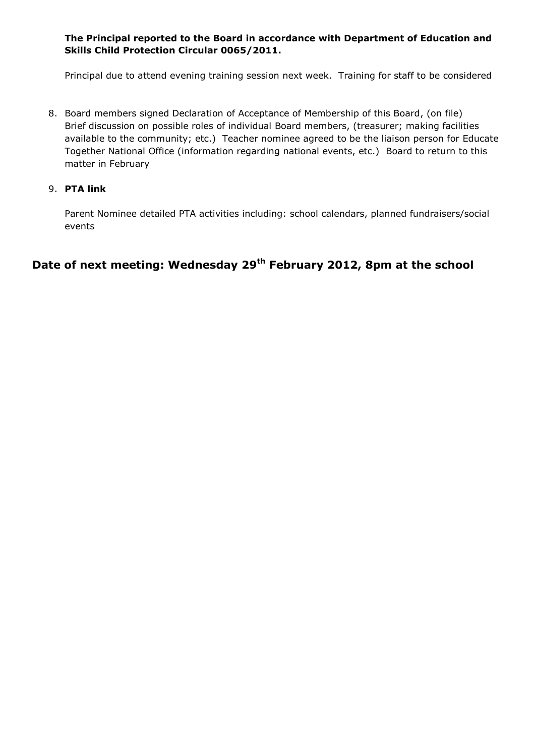**The Principal reported to the Board in accordance with Department of Education and Skills Child Protection Circular 0065/2011.**

Principal due to attend evening training session next week. Training for staff to be considered

8. Board members signed Declaration of Acceptance of Membership of this Board, (on file) Brief discussion on possible roles of individual Board members, (treasurer; making facilities available to the community; etc.) Teacher nominee agreed to be the liaison person for Educate Together National Office (information regarding national events, etc.) Board to return to this matter in February

9. **PTA link**

   Parent Nominee detailed PTA activities including: school calendars, planned fundraisers/social events

## Date of next meeting: Wednesday 29th February 2012, 8pm at the school